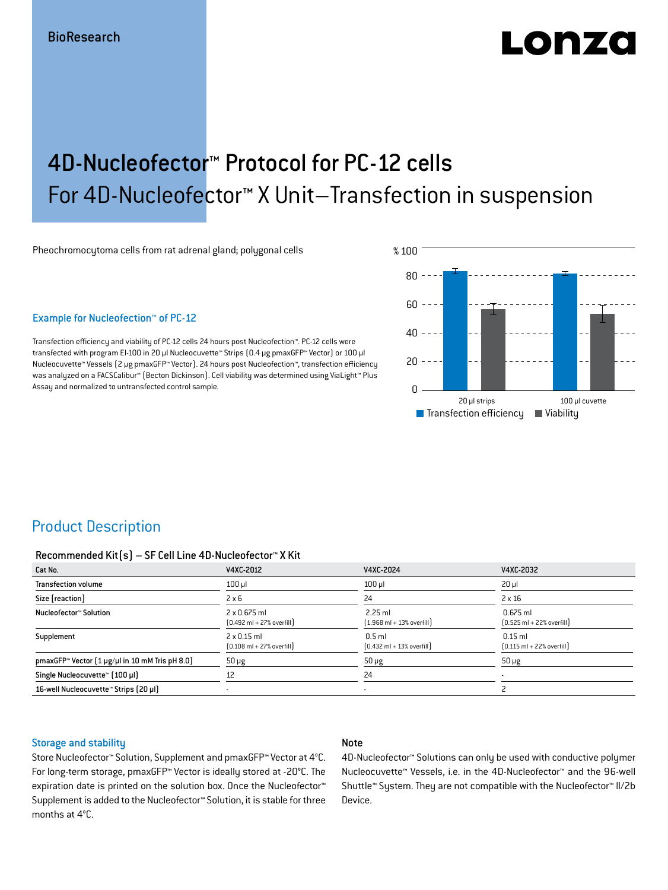BioResearch

# 4D-Nucleofector™ Protocol for PC-12 cells
## For 4D-Nucleofector™ X Unit–Transfection in suspension

Pheochromocytoma cells from rat adrenal gland; polygonal cells

### Example for Nucleofection™ of PC-12

Transfection efficiency and viability of PC-12 cells 24 hours post Nucleofection™. PC-12 cells were transfected with program EI-100 in 20 µl Nucleocuvette™ Strips (0.4 µg pmaxGFP™ Vector) or 100 µl Nucleocuvette™ Vessels (2 µg pmaxGFP™ Vector). 24 hours post Nucleofection™, transfection efficiency was analyzed on a FACSCalibur™ (Becton Dickinson). Cell viability was determined using ViaLight™ Plus Assay and normalized to untransfected control sample.

## Product Description

### Recommended Kit(s) – SF Cell Line 4D-Nucleofector™ X Kit

| Cat No. | V4XC-2012 | V4XC-2024 | V4XC-2032 |
|---|---|---|---|
| Transfection volume | 100 µl | 100 µl | 20 µl |
| Size [reaction] | 2 x 6 | 24 | 2 x 16 |
| Nucleofector™ Solution | 2 x 0.675 ml (0.492 ml + 27% overfill) | 2.25 ml (1.968 ml + 13% overfill) | 0.675 ml (0.525 ml + 22% overfill) |
| Supplement | 2 x 0.15 ml (0.108 ml + 27% overfill) | 0.5 ml (0.432 ml + 13% overfill) | 0.15 ml (0.115 ml + 22% overfill) |
| pmaxGFP™ Vector (1 µg/µl in 10 mM Tris pH 8.0) | 50 µg | 50 µg | 50 µg |
| Single Nucleocuvette™ (100 µl) | 12 | 24 | - |
| 16-well Nucleocuvette™ Strips (20 µl) | - | - | 2 |

### Storage and stability

Store Nucleofector™ Solution, Supplement and pmaxGFP™ Vector at 4°C. For long-term storage, pmaxGFP™ Vector is ideally stored at -20°C. The expiration date is printed on the solution box. Once the Nucleofector™ Supplement is added to the Nucleofector™ Solution, it is stable for three months at 4°C.

### Note

4D-Nucleofector™ Solutions can only be used with conductive polymer Nucleocuvette™ Vessels, i.e. in the 4D-Nucleofector™ and the 96-well Shuttle™ System. They are not compatible with the Nucleofector™ II/2b Device.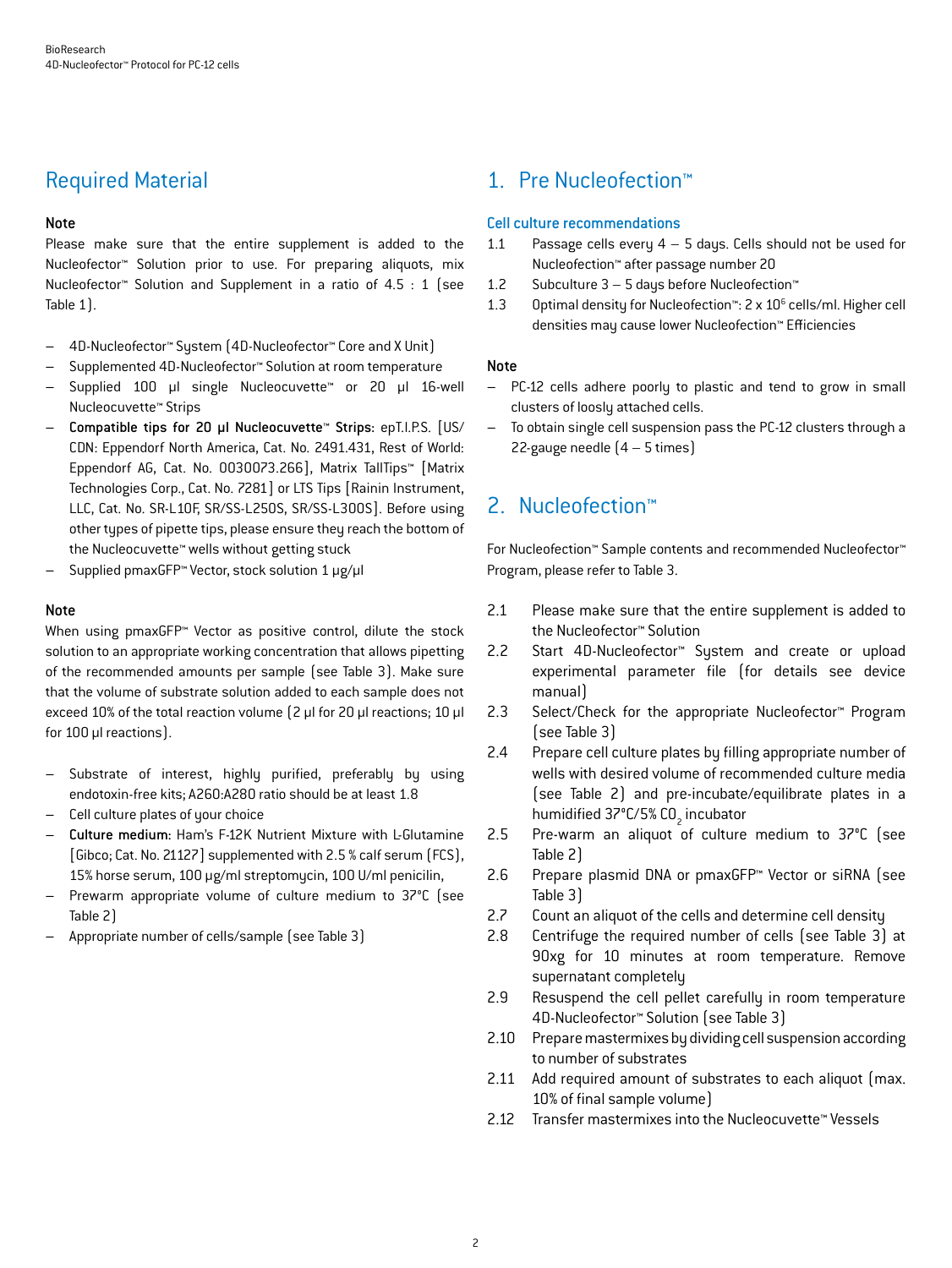## Required Material

### Note

Please make sure that the entire supplement is added to the Nucleofector™ Solution prior to use. For preparing aliquots, mix Nucleofector™ Solution and Supplement in a ratio of 4.5 : 1 (see Table 1).

- 4D-Nucleofector™ System (4D-Nucleofector™ Core and X Unit)
- Supplemented 4D-Nucleofector™ Solution at room temperature
- Supplied 100 µl single Nucleocuvette™ or 20 µl 16-well Nucleocuvette™ Strips
- **Compatible tips for 20 µl Nucleocuvette™ Strips:** epT.I.P.S. [US/CDN: Eppendorf North America, Cat. No. 2491.431, Rest of World: Eppendorf AG, Cat. No. 0030073.266], Matrix TallTips™ [Matrix Technologies Corp., Cat. No. 7281] or LTS Tips [Rainin Instrument, LLC, Cat. No. SR-L10F, SR/SS-L250S, SR/SS-L300S]. Before using other types of pipette tips, please ensure they reach the bottom of the Nucleocuvette™ wells without getting stuck
- Supplied pmaxGFP™ Vector, stock solution 1 µg/µl

### Note

When using pmaxGFP™ Vector as positive control, dilute the stock solution to an appropriate working concentration that allows pipetting of the recommended amounts per sample (see Table 3). Make sure that the volume of substrate solution added to each sample does not exceed 10% of the total reaction volume (2 µl for 20 µl reactions; 10 µl for 100 µl reactions).

- Substrate of interest, highly purified, preferably by using endotoxin-free kits; A260:A280 ratio should be at least 1.8
- Cell culture plates of your choice
- **Culture medium:** Ham's F-12K Nutrient Mixture with L-Glutamine [Gibco; Cat. No. 21127] supplemented with 2.5 % calf serum (FCS), 15% horse serum, 100 µg/ml streptomycin, 100 U/ml penicilin,
- Prewarm appropriate volume of culture medium to 37°C (see Table 2)
- Appropriate number of cells/sample (see Table 3)

## 1. Pre Nucleofection™

### Cell culture recommendations

1.1 Passage cells every 4 – 5 days. Cells should not be used for Nucleofection™ after passage number 20

1.2 Subculture 3 – 5 days before Nucleofection™

1.3 Optimal density for Nucleofection™: $2 \times 10^6$ cells/ml. Higher cell densities may cause lower Nucleofection™ Efficiencies

### Note

- PC-12 cells adhere poorly to plastic and tend to grow in small clusters of loosly attached cells.
- To obtain single cell suspension pass the PC-12 clusters through a 22-gauge needle (4 – 5 times)

## 2. Nucleofection™

For Nucleofection™ Sample contents and recommended Nucleofector™ Program, please refer to Table 3.

2.1 Please make sure that the entire supplement is added to the Nucleofector™ Solution

2.2 Start 4D-Nucleofector™ System and create or upload experimental parameter file (for details see device manual)

2.3 Select/Check for the appropriate Nucleofector™ Program (see Table 3)

2.4 Prepare cell culture plates by filling appropriate number of wells with desired volume of recommended culture media (see Table 2) and pre-incubate/equilibrate plates in a humidified 37°C/5% $CO_2$ incubator

2.5 Pre-warm an aliquot of culture medium to 37°C (see Table 2)

2.6 Prepare plasmid DNA or pmaxGFP™ Vector or siRNA (see Table 3)

2.7 Count an aliquot of the cells and determine cell density

2.8 Centrifuge the required number of cells (see Table 3) at 90xg for 10 minutes at room temperature. Remove supernatant completely

2.9 Resuspend the cell pellet carefully in room temperature 4D-Nucleofector™ Solution (see Table 3)

2.10 Prepare mastermixes by dividing cell suspension according to number of substrates

2.11 Add required amount of substrates to each aliquot (max. 10% of final sample volume)

2.12 Transfer mastermixes into the Nucleocuvette™ Vessels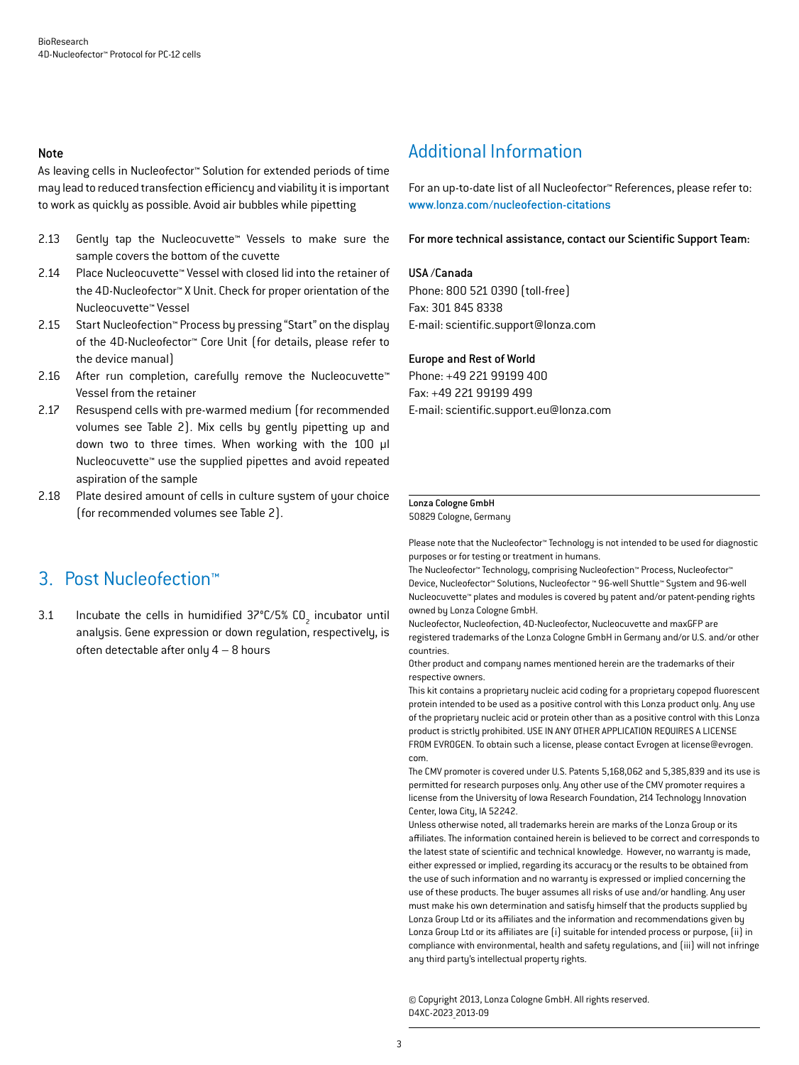**Note**

As leaving cells in Nucleofector™ Solution for extended periods of time may lead to reduced transfection efficiency and viability it is important to work as quickly as possible. Avoid air bubbles while pipetting

2.13 Gently tap the Nucleocuvette™ Vessels to make sure the sample covers the bottom of the cuvette

2.14 Place Nucleocuvette™ Vessel with closed lid into the retainer of the 4D-Nucleofector™ X Unit. Check for proper orientation of the Nucleocuvette™ Vessel

2.15 Start Nucleofection™ Process by pressing "Start" on the display of the 4D-Nucleofector™ Core Unit (for details, please refer to the device manual)

2.16 After run completion, carefully remove the Nucleocuvette™ Vessel from the retainer

2.17 Resuspend cells with pre-warmed medium (for recommended volumes see Table 2). Mix cells by gently pipetting up and down two to three times. When working with the 100 µl Nucleocuvette™ use the supplied pipettes and avoid repeated aspiration of the sample

2.18 Plate desired amount of cells in culture system of your choice (for recommended volumes see Table 2).

## 3. Post Nucleofection™

3.1 Incubate the cells in humidified 37°C/5% $CO_2$ incubator until analysis. Gene expression or down regulation, respectively, is often detectable after only 4 – 8 hours

## Additional Information

For an up-to-date list of all Nucleofector™ References, please refer to: www.lonza.com/nucleofection-citations

**For more technical assistance, contact our Scientific Support Team:**

**USA /Canada**
Phone: 800 521 0390 (toll-free)
Fax: 301 845 8338
E-mail: scientific.support@lonza.com

**Europe and Rest of World**
Phone: +49 221 99199 400
Fax: +49 221 99199 499
E-mail: scientific.support.eu@lonza.com

**Lonza Cologne GmbH**
50829 Cologne, Germany

Please note that the Nucleofector™ Technology is not intended to be used for diagnostic purposes or for testing or treatment in humans.
The Nucleofector™ Technology, comprising Nucleofection™ Process, Nucleofector™ Device, Nucleofector™ Solutions, Nucleofector ™ 96-well Shuttle™ System and 96-well Nucleocuvette™ plates and modules is covered by patent and/or patent-pending rights owned by Lonza Cologne GmbH.
Nucleofector, Nucleofection, 4D-Nucleofector, Nucleocuvette and maxGFP are registered trademarks of the Lonza Cologne GmbH in Germany and/or U.S. and/or other countries.
Other product and company names mentioned herein are the trademarks of their respective owners.
This kit contains a proprietary nucleic acid coding for a proprietary copepod fluorescent protein intended to be used as a positive control with this Lonza product only. Any use of the proprietary nucleic acid or protein other than as a positive control with this Lonza product is strictly prohibited. USE IN ANY OTHER APPLICATION REQUIRES A LICENSE FROM EVROGEN. To obtain such a license, please contact Evrogen at license@evrogen.com.
The CMV promoter is covered under U.S. Patents 5,168,062 and 5,385,839 and its use is permitted for research purposes only. Any other use of the CMV promoter requires a license from the University of Iowa Research Foundation, 214 Technology Innovation Center, Iowa City, IA 52242.
Unless otherwise noted, all trademarks herein are marks of the Lonza Group or its affiliates. The information contained herein is believed to be correct and corresponds to the latest state of scientific and technical knowledge. However, no warranty is made, either expressed or implied, regarding its accuracy or the results to be obtained from the use of such information and no warranty is expressed or implied concerning the use of these products. The buyer assumes all risks of use and/or handling. Any user must make his own determination and satisfy himself that the products supplied by Lonza Group Ltd or its affiliates and the information and recommendations given by Lonza Group Ltd or its affiliates are (i) suitable for intended process or purpose, (ii) in compliance with environmental, health and safety regulations, and (iii) will not infringe any third party's intellectual property rights.

© Copyright 2013, Lonza Cologne GmbH. All rights reserved.
D4XC-2023_2013-09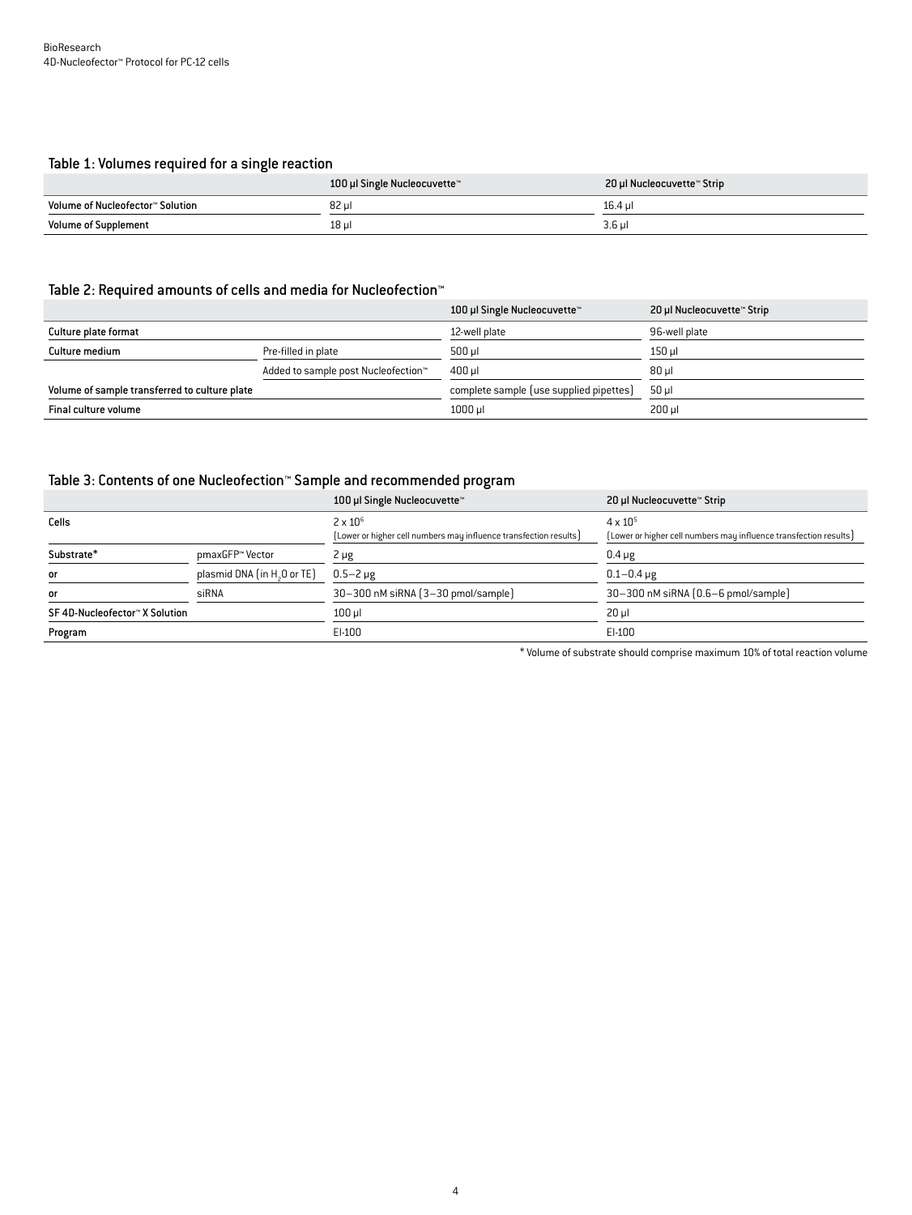## Table 1: Volumes required for a single reaction

| | 100 µl Single Nucleocuvette™ | 20 µl Nucleocuvette™ Strip |
|---|---|---|
| Volume of Nucleofector™ Solution | 82 µl | 16.4 µl |
| Volume of Supplement | 18 µl | 3.6 µl |

## Table 2: Required amounts of cells and media for Nucleofection™

| | | 100 µl Single Nucleocuvette™ | 20 µl Nucleocuvette™ Strip |
|---|---|---|---|
| Culture plate format | | 12-well plate | 96-well plate |
| Culture medium | Pre-filled in plate | 500 µl | 150 µl |
| | Added to sample post Nucleofection™ | 400 µl | 80 µl |
| Volume of sample transferred to culture plate | | complete sample (use supplied pipettes) | 50 µl |
| Final culture volume | | 1000 µl | 200 µl |

## Table 3: Contents of one Nucleofection™ Sample and recommended program

| | | 100 µl Single Nucleocuvette™ | 20 µl Nucleocuvette™ Strip |
|---|---|---|---|
| Cells | | $2 \times 10^6$ (Lower or higher cell numbers may influence transfection results) | $4 \times 10^5$ (Lower or higher cell numbers may influence transfection results) |
| Substrate* | pmaxGFP™ Vector | 2 µg | 0.4 µg |
| or | plasmid DNA (in $H_2O$ or TE) | 0.5–2 µg | 0.1–0.4 µg |
| or | siRNA | 30–300 nM siRNA (3–30 pmol/sample) | 30–300 nM siRNA (0.6–6 pmol/sample) |
| SF 4D-Nucleofector™ X Solution | | 100 µl | 20 µl |
| Program | | EI-100 | EI-100 |

* Volume of substrate should comprise maximum 10% of total reaction volume